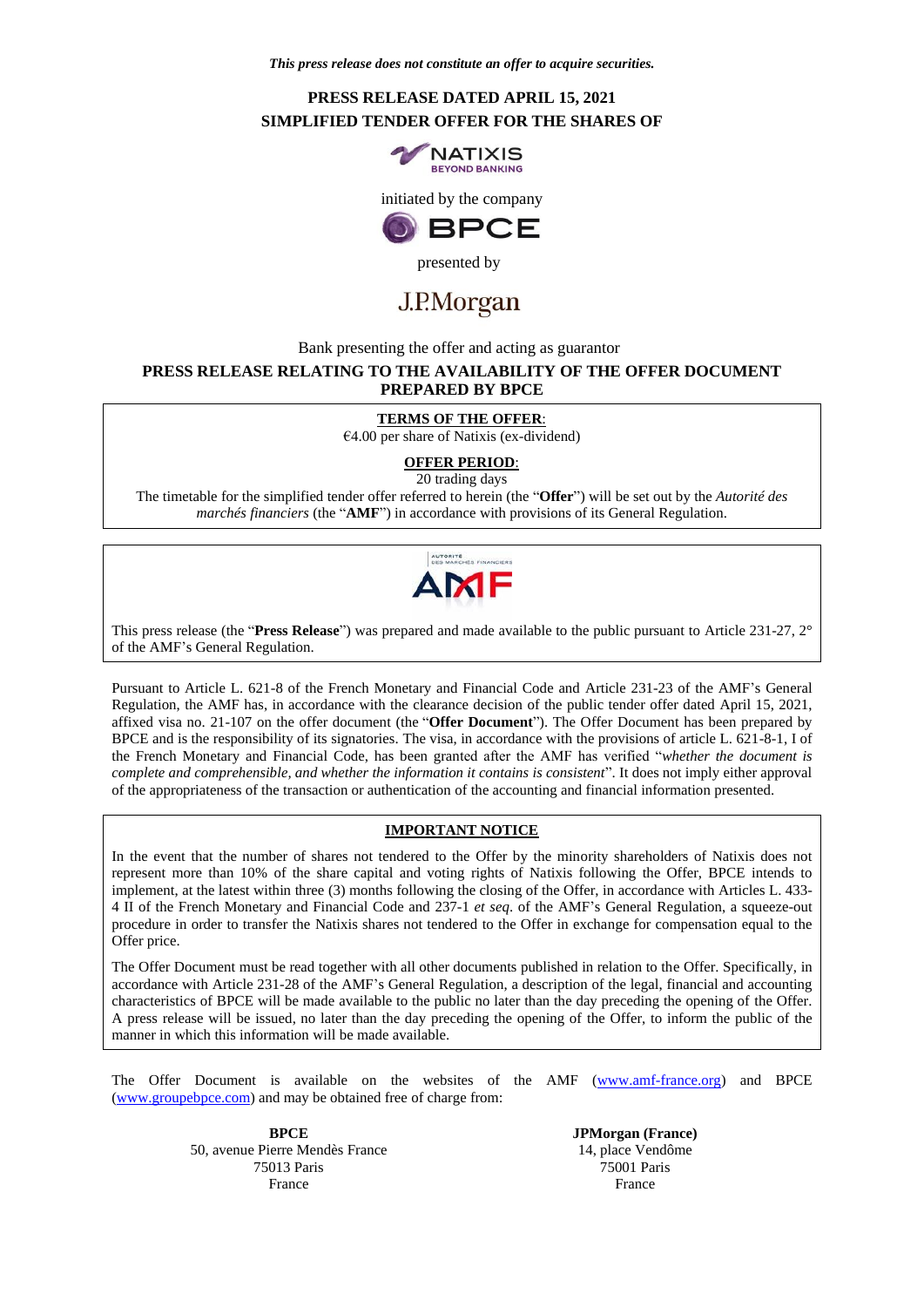*This press release does not constitute an offer to acquire securities.*

**PRESS RELEASE DATED APRIL 15, 2021**
**SIMPLIFIED TENDER OFFER FOR THE SHARES OF**

NATIXIS
BEYOND BANKING

initiated by the company

BPCE

presented by

J.P.Morgan

Bank presenting the offer and acting as guarantor

**PRESS RELEASE RELATING TO THE AVAILABILITY OF THE OFFER DOCUMENT PREPARED BY BPCE**

**TERMS OF THE OFFER:**

€4.00 per share of Natixis (ex-dividend)

**OFFER PERIOD:**

20 trading days

The timetable for the simplified tender offer referred to herein (the "**Offer**") will be set out by the *Autorité des marchés financiers* (the "**AMF**") in accordance with provisions of its General Regulation.

AUTORITÉ DES MARCHÉS FINANCIERS
AMF

This press release (the "**Press Release**") was prepared and made available to the public pursuant to Article 231-27, 2° of the AMF's General Regulation.

Pursuant to Article L. 621-8 of the French Monetary and Financial Code and Article 231-23 of the AMF's General Regulation, the AMF has, in accordance with the clearance decision of the public tender offer dated April 15, 2021, affixed visa no. 21-107 on the offer document (the "**Offer Document**"). The Offer Document has been prepared by BPCE and is the responsibility of its signatories. The visa, in accordance with the provisions of article L. 621-8-1, I of the French Monetary and Financial Code, has been granted after the AMF has verified "*whether the document is complete and comprehensible, and whether the information it contains is consistent*". It does not imply either approval of the appropriateness of the transaction or authentication of the accounting and financial information presented.

**IMPORTANT NOTICE**

In the event that the number of shares not tendered to the Offer by the minority shareholders of Natixis does not represent more than 10% of the share capital and voting rights of Natixis following the Offer, BPCE intends to implement, at the latest within three (3) months following the closing of the Offer, in accordance with Articles L. 433-4 II of the French Monetary and Financial Code and 237-1 *et seq*. of the AMF's General Regulation, a squeeze-out procedure in order to transfer the Natixis shares not tendered to the Offer in exchange for compensation equal to the Offer price.

The Offer Document must be read together with all other documents published in relation to the Offer. Specifically, in accordance with Article 231-28 of the AMF's General Regulation, a description of the legal, financial and accounting characteristics of BPCE will be made available to the public no later than the day preceding the opening of the Offer. A press release will be issued, no later than the day preceding the opening of the Offer, to inform the public of the manner in which this information will be made available.

The Offer Document is available on the websites of the AMF (www.amf-france.org) and BPCE (www.groupebpce.com) and may be obtained free of charge from:

**BPCE**
50, avenue Pierre Mendès France
75013 Paris
France

**JPMorgan (France)**
14, place Vendôme
75001 Paris
France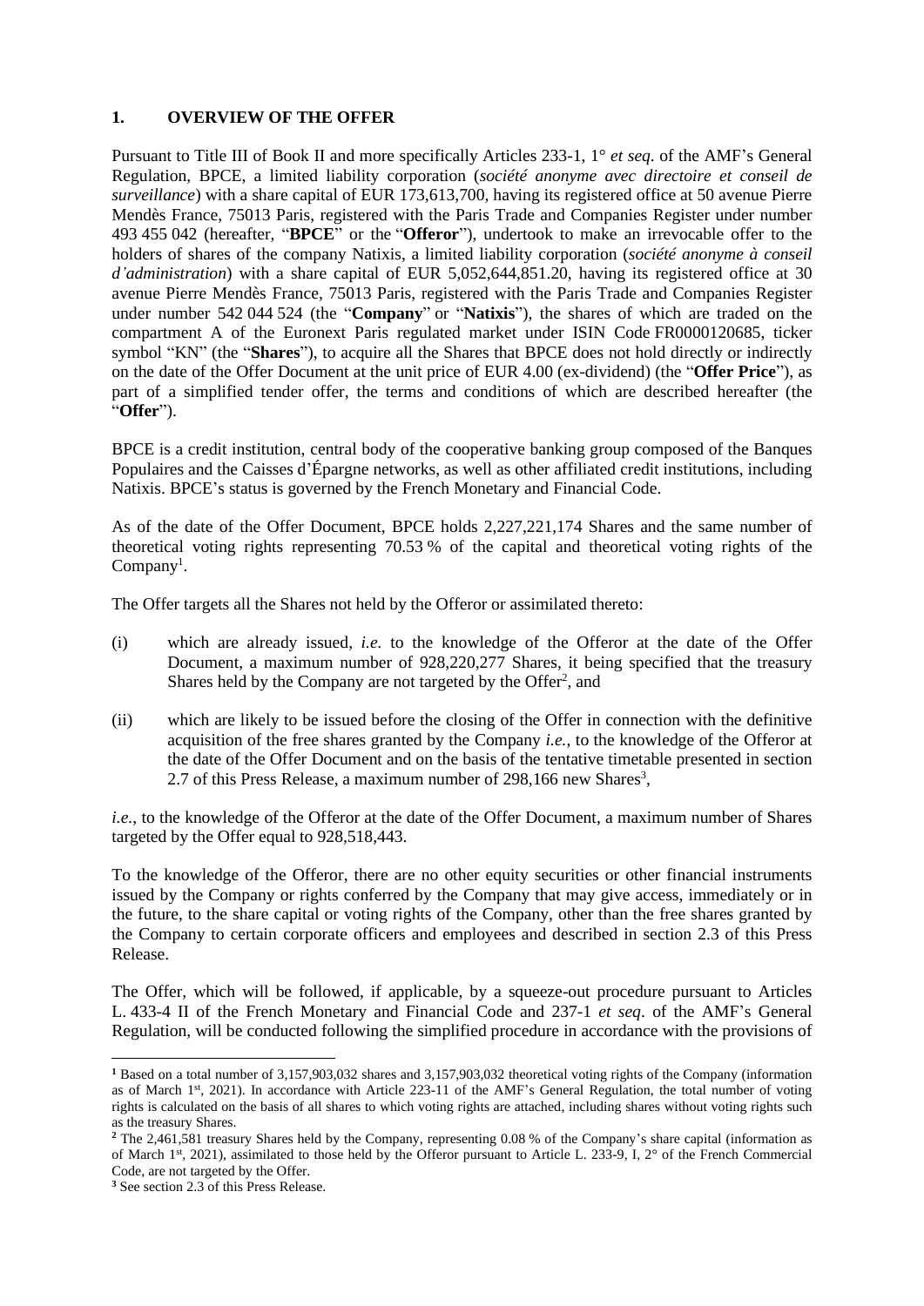## 1. OVERVIEW OF THE OFFER

Pursuant to Title III of Book II and more specifically Articles 233-1, 1° *et seq*. of the AMF's General Regulation, BPCE, a limited liability corporation (*société anonyme avec directoire et conseil de surveillance*) with a share capital of EUR 173,613,700, having its registered office at 50 avenue Pierre Mendès France, 75013 Paris, registered with the Paris Trade and Companies Register under number 493 455 042 (hereafter, "**BPCE**" or the "**Offeror**"), undertook to make an irrevocable offer to the holders of shares of the company Natixis, a limited liability corporation (*société anonyme à conseil d'administration*) with a share capital of EUR 5,052,644,851.20, having its registered office at 30 avenue Pierre Mendès France, 75013 Paris, registered with the Paris Trade and Companies Register under number 542 044 524 (the "**Company**" or "**Natixis**"), the shares of which are traded on the compartment A of the Euronext Paris regulated market under ISIN Code FR0000120685, ticker symbol "KN" (the "**Shares**"), to acquire all the Shares that BPCE does not hold directly or indirectly on the date of the Offer Document at the unit price of EUR 4.00 (ex-dividend) (the "**Offer Price**"), as part of a simplified tender offer, the terms and conditions of which are described hereafter (the "**Offer**").

BPCE is a credit institution, central body of the cooperative banking group composed of the Banques Populaires and the Caisses d'Épargne networks, as well as other affiliated credit institutions, including Natixis. BPCE's status is governed by the French Monetary and Financial Code.

As of the date of the Offer Document, BPCE holds 2,227,221,174 Shares and the same number of theoretical voting rights representing 70.53 % of the capital and theoretical voting rights of the Company[1].

The Offer targets all the Shares not held by the Offeror or assimilated thereto:

(i) which are already issued, *i.e.* to the knowledge of the Offeror at the date of the Offer Document, a maximum number of 928,220,277 Shares, it being specified that the treasury Shares held by the Company are not targeted by the Offer[2], and

(ii) which are likely to be issued before the closing of the Offer in connection with the definitive acquisition of the free shares granted by the Company *i.e.*, to the knowledge of the Offeror at the date of the Offer Document and on the basis of the tentative timetable presented in section 2.7 of this Press Release, a maximum number of 298,166 new Shares[3],

*i.e.*, to the knowledge of the Offeror at the date of the Offer Document, a maximum number of Shares targeted by the Offer equal to 928,518,443.

To the knowledge of the Offeror, there are no other equity securities or other financial instruments issued by the Company or rights conferred by the Company that may give access, immediately or in the future, to the share capital or voting rights of the Company, other than the free shares granted by the Company to certain corporate officers and employees and described in section 2.3 of this Press Release.

The Offer, which will be followed, if applicable, by a squeeze-out procedure pursuant to Articles L. 433-4 II of the French Monetary and Financial Code and 237-1 *et seq*. of the AMF's General Regulation, will be conducted following the simplified procedure in accordance with the provisions of

---

[1] Based on a total number of 3,157,903,032 shares and 3,157,903,032 theoretical voting rights of the Company (information as of March 1st, 2021). In accordance with Article 223-11 of the AMF's General Regulation, the total number of voting rights is calculated on the basis of all shares to which voting rights are attached, including shares without voting rights such as the treasury Shares.

[2] The 2,461,581 treasury Shares held by the Company, representing 0.08 % of the Company's share capital (information as of March 1st, 2021), assimilated to those held by the Offeror pursuant to Article L. 233-9, I, 2° of the French Commercial Code, are not targeted by the Offer.

[3] See section 2.3 of this Press Release.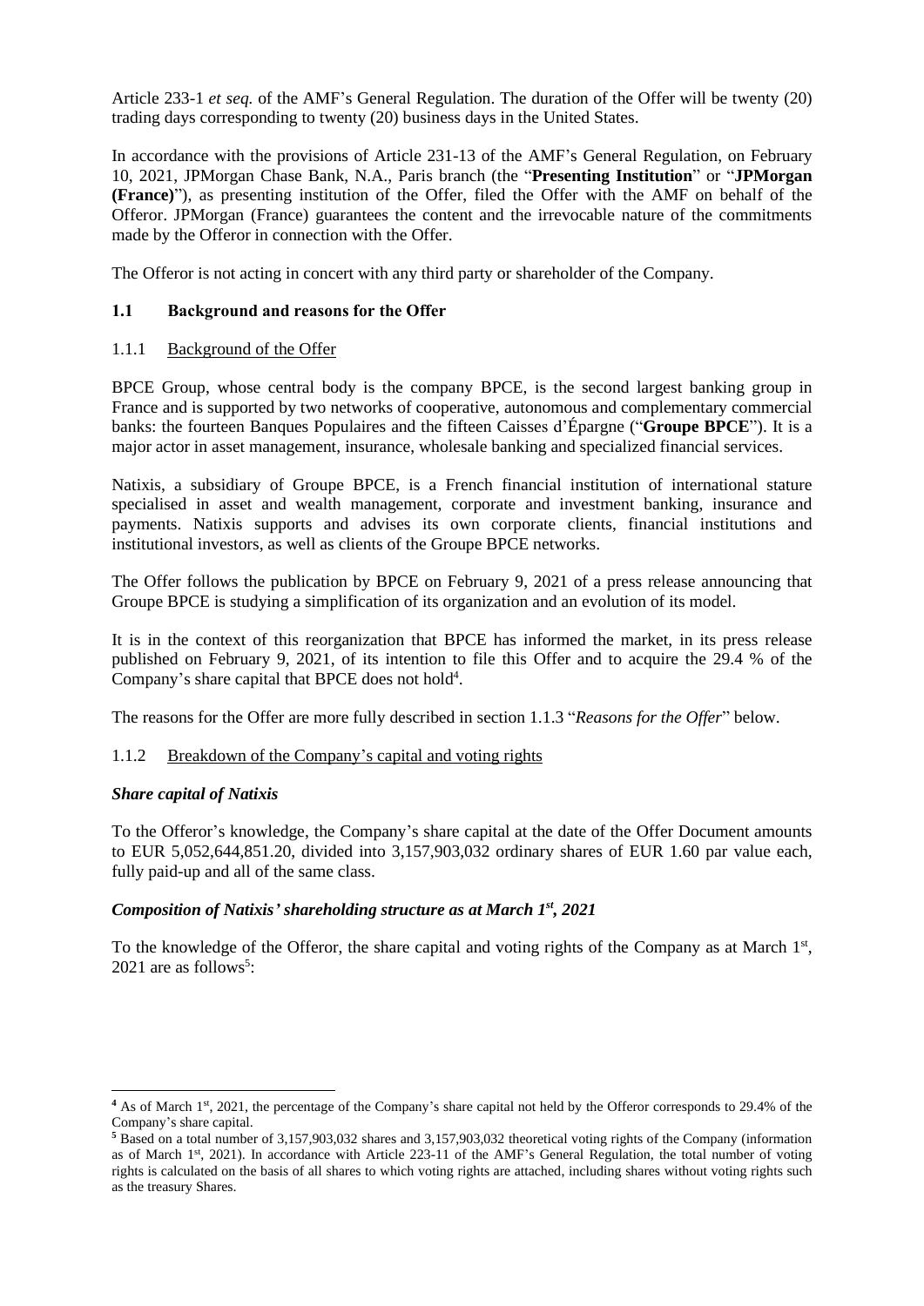Article 233-1 *et seq.* of the AMF's General Regulation. The duration of the Offer will be twenty (20) trading days corresponding to twenty (20) business days in the United States.

In accordance with the provisions of Article 231-13 of the AMF's General Regulation, on February 10, 2021, JPMorgan Chase Bank, N.A., Paris branch (the "**Presenting Institution**" or "**JPMorgan (France)**"), as presenting institution of the Offer, filed the Offer with the AMF on behalf of the Offeror. JPMorgan (France) guarantees the content and the irrevocable nature of the commitments made by the Offeror in connection with the Offer.

The Offeror is not acting in concert with any third party or shareholder of the Company.

### 1.1 Background and reasons for the Offer

#### 1.1.1 Background of the Offer

BPCE Group, whose central body is the company BPCE, is the second largest banking group in France and is supported by two networks of cooperative, autonomous and complementary commercial banks: the fourteen Banques Populaires and the fifteen Caisses d'Épargne ("**Groupe BPCE**"). It is a major actor in asset management, insurance, wholesale banking and specialized financial services.

Natixis, a subsidiary of Groupe BPCE, is a French financial institution of international stature specialised in asset and wealth management, corporate and investment banking, insurance and payments. Natixis supports and advises its own corporate clients, financial institutions and institutional investors, as well as clients of the Groupe BPCE networks.

The Offer follows the publication by BPCE on February 9, 2021 of a press release announcing that Groupe BPCE is studying a simplification of its organization and an evolution of its model.

It is in the context of this reorganization that BPCE has informed the market, in its press release published on February 9, 2021, of its intention to file this Offer and to acquire the 29.4 % of the Company's share capital that BPCE does not hold[4].

The reasons for the Offer are more fully described in section 1.1.3 "*Reasons for the Offer*" below.

#### 1.1.2 Breakdown of the Company's capital and voting rights

***Share capital of Natixis***

To the Offeror's knowledge, the Company's share capital at the date of the Offer Document amounts to EUR 5,052,644,851.20, divided into 3,157,903,032 ordinary shares of EUR 1.60 par value each, fully paid-up and all of the same class.

***Composition of Natixis' shareholding structure as at March 1st, 2021***

To the knowledge of the Offeror, the share capital and voting rights of the Company as at March 1st, 2021 are as follows[5]:

---

[4] As of March 1st, 2021, the percentage of the Company's share capital not held by the Offeror corresponds to 29.4% of the Company's share capital.

[5] Based on a total number of 3,157,903,032 shares and 3,157,903,032 theoretical voting rights of the Company (information as of March 1st, 2021). In accordance with Article 223-11 of the AMF's General Regulation, the total number of voting rights is calculated on the basis of all shares to which voting rights are attached, including shares without voting rights such as the treasury Shares.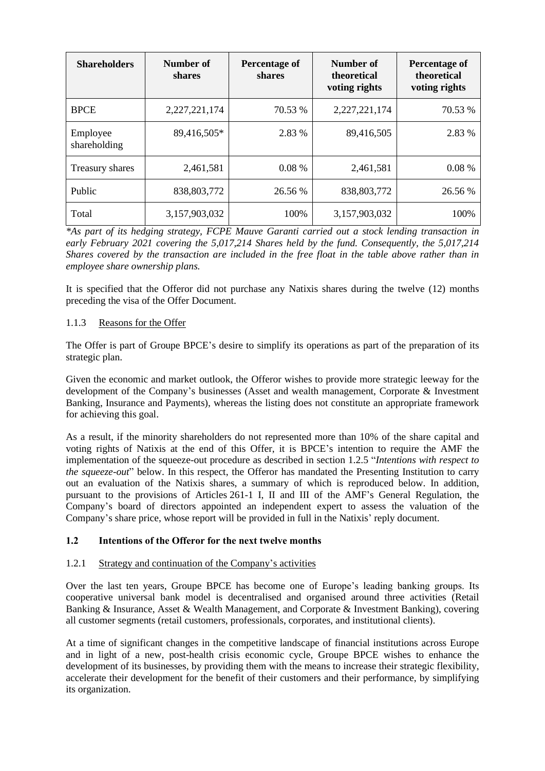| Shareholders | Number of shares | Percentage of shares | Number of theoretical voting rights | Percentage of theoretical voting rights |
|---|---|---|---|---|
| BPCE | 2,227,221,174 | 70.53 % | 2,227,221,174 | 70.53 % |
| Employee shareholding | 89,416,505* | 2.83 % | 89,416,505 | 2.83 % |
| Treasury shares | 2,461,581 | 0.08 % | 2,461,581 | 0.08 % |
| Public | 838,803,772 | 26.56 % | 838,803,772 | 26.56 % |
| Total | 3,157,903,032 | 100% | 3,157,903,032 | 100% |

*\*As part of its hedging strategy, FCPE Mauve Garanti carried out a stock lending transaction in early February 2021 covering the 5,017,214 Shares held by the fund. Consequently, the 5,017,214 Shares covered by the transaction are included in the free float in the table above rather than in employee share ownership plans.*

It is specified that the Offeror did not purchase any Natixis shares during the twelve (12) months preceding the visa of the Offer Document.

#### 1.1.3 Reasons for the Offer

The Offer is part of Groupe BPCE's desire to simplify its operations as part of the preparation of its strategic plan.

Given the economic and market outlook, the Offeror wishes to provide more strategic leeway for the development of the Company's businesses (Asset and wealth management, Corporate & Investment Banking, Insurance and Payments), whereas the listing does not constitute an appropriate framework for achieving this goal.

As a result, if the minority shareholders do not represented more than 10% of the share capital and voting rights of Natixis at the end of this Offer, it is BPCE's intention to require the AMF the implementation of the squeeze-out procedure as described in section 1.2.5 "*Intentions with respect to the squeeze-out*" below. In this respect, the Offeror has mandated the Presenting Institution to carry out an evaluation of the Natixis shares, a summary of which is reproduced below. In addition, pursuant to the provisions of Articles 261-1 I, II and III of the AMF's General Regulation, the Company's board of directors appointed an independent expert to assess the valuation of the Company's share price, whose report will be provided in full in the Natixis' reply document.

### 1.2 Intentions of the Offeror for the next twelve months

#### 1.2.1 Strategy and continuation of the Company's activities

Over the last ten years, Groupe BPCE has become one of Europe's leading banking groups. Its cooperative universal bank model is decentralised and organised around three activities (Retail Banking & Insurance, Asset & Wealth Management, and Corporate & Investment Banking), covering all customer segments (retail customers, professionals, corporates, and institutional clients).

At a time of significant changes in the competitive landscape of financial institutions across Europe and in light of a new, post-health crisis economic cycle, Groupe BPCE wishes to enhance the development of its businesses, by providing them with the means to increase their strategic flexibility, accelerate their development for the benefit of their customers and their performance, by simplifying its organization.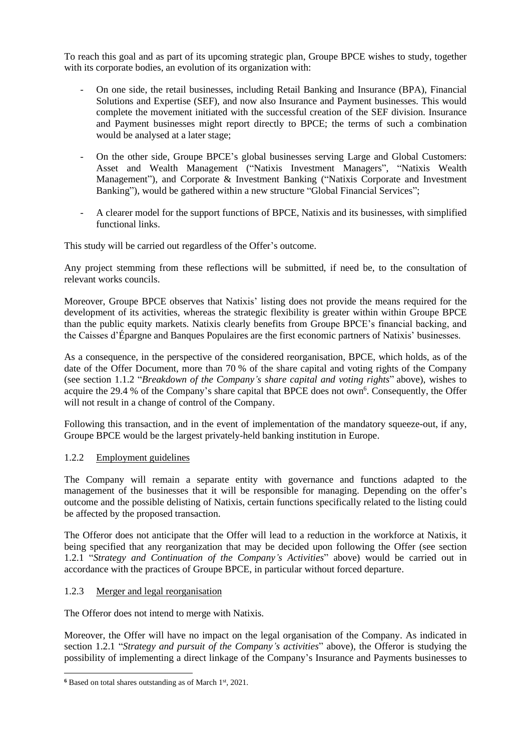To reach this goal and as part of its upcoming strategic plan, Groupe BPCE wishes to study, together with its corporate bodies, an evolution of its organization with:

- On one side, the retail businesses, including Retail Banking and Insurance (BPA), Financial Solutions and Expertise (SEF), and now also Insurance and Payment businesses. This would complete the movement initiated with the successful creation of the SEF division. Insurance and Payment businesses might report directly to BPCE; the terms of such a combination would be analysed at a later stage;
- On the other side, Groupe BPCE's global businesses serving Large and Global Customers: Asset and Wealth Management ("Natixis Investment Managers", "Natixis Wealth Management"), and Corporate & Investment Banking ("Natixis Corporate and Investment Banking"), would be gathered within a new structure "Global Financial Services";
- A clearer model for the support functions of BPCE, Natixis and its businesses, with simplified functional links.

This study will be carried out regardless of the Offer's outcome.

Any project stemming from these reflections will be submitted, if need be, to the consultation of relevant works councils.

Moreover, Groupe BPCE observes that Natixis' listing does not provide the means required for the development of its activities, whereas the strategic flexibility is greater within within Groupe BPCE than the public equity markets. Natixis clearly benefits from Groupe BPCE's financial backing, and the Caisses d'Épargne and Banques Populaires are the first economic partners of Natixis' businesses.

As a consequence, in the perspective of the considered reorganisation, BPCE, which holds, as of the date of the Offer Document, more than 70 % of the share capital and voting rights of the Company (see section 1.1.2 "*Breakdown of the Company's share capital and voting rights*" above), wishes to acquire the 29.4 % of the Company's share capital that BPCE does not own[6]. Consequently, the Offer will not result in a change of control of the Company.

Following this transaction, and in the event of implementation of the mandatory squeeze-out, if any, Groupe BPCE would be the largest privately-held banking institution in Europe.

### 1.2.2 Employment guidelines

The Company will remain a separate entity with governance and functions adapted to the management of the businesses that it will be responsible for managing. Depending on the offer's outcome and the possible delisting of Natixis, certain functions specifically related to the listing could be affected by the proposed transaction.

The Offeror does not anticipate that the Offer will lead to a reduction in the workforce at Natixis, it being specified that any reorganization that may be decided upon following the Offer (see section 1.2.1 "*Strategy and Continuation of the Company's Activities*" above) would be carried out in accordance with the practices of Groupe BPCE, in particular without forced departure.

### 1.2.3 Merger and legal reorganisation

The Offeror does not intend to merge with Natixis.

Moreover, the Offer will have no impact on the legal organisation of the Company. As indicated in section 1.2.1 "*Strategy and pursuit of the Company's activities*" above), the Offeror is studying the possibility of implementing a direct linkage of the Company's Insurance and Payments businesses to

---

[6] Based on total shares outstanding as of March 1st, 2021.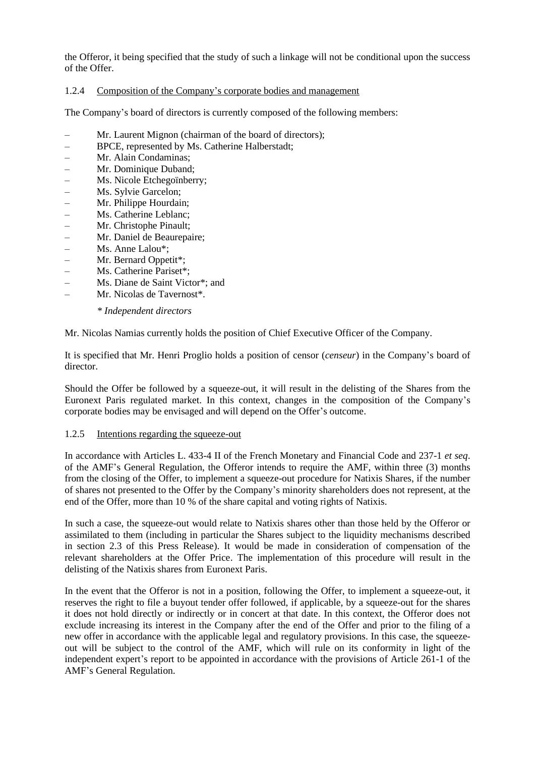the Offeror, it being specified that the study of such a linkage will not be conditional upon the success of the Offer.

### 1.2.4 Composition of the Company's corporate bodies and management

The Company's board of directors is currently composed of the following members:

- Mr. Laurent Mignon (chairman of the board of directors);
- BPCE, represented by Ms. Catherine Halberstadt;
- Mr. Alain Condaminas;
- Mr. Dominique Duband;
- Ms. Nicole Etchegoïnberry;
- Ms. Sylvie Garcelon;
- Mr. Philippe Hourdain;
- Ms. Catherine Leblanc;
- Mr. Christophe Pinault;
- Mr. Daniel de Beaurepaire;
- Ms. Anne Lalou*;
- Mr. Bernard Oppetit*;
- Ms. Catherine Pariset*;
- Ms. Diane de Saint Victor*; and
- Mr. Nicolas de Tavernost*.

*\* Independent directors*

Mr. Nicolas Namias currently holds the position of Chief Executive Officer of the Company.

It is specified that Mr. Henri Proglio holds a position of censor (*censeur*) in the Company's board of director.

Should the Offer be followed by a squeeze-out, it will result in the delisting of the Shares from the Euronext Paris regulated market. In this context, changes in the composition of the Company's corporate bodies may be envisaged and will depend on the Offer's outcome.

### 1.2.5 Intentions regarding the squeeze-out

In accordance with Articles L. 433-4 II of the French Monetary and Financial Code and 237-1 *et seq*. of the AMF's General Regulation, the Offeror intends to require the AMF, within three (3) months from the closing of the Offer, to implement a squeeze-out procedure for Natixis Shares, if the number of shares not presented to the Offer by the Company's minority shareholders does not represent, at the end of the Offer, more than 10 % of the share capital and voting rights of Natixis.

In such a case, the squeeze-out would relate to Natixis shares other than those held by the Offeror or assimilated to them (including in particular the Shares subject to the liquidity mechanisms described in section 2.3 of this Press Release). It would be made in consideration of compensation of the relevant shareholders at the Offer Price. The implementation of this procedure will result in the delisting of the Natixis shares from Euronext Paris.

In the event that the Offeror is not in a position, following the Offer, to implement a squeeze-out, it reserves the right to file a buyout tender offer followed, if applicable, by a squeeze-out for the shares it does not hold directly or indirectly or in concert at that date. In this context, the Offeror does not exclude increasing its interest in the Company after the end of the Offer and prior to the filing of a new offer in accordance with the applicable legal and regulatory provisions. In this case, the squeeze-out will be subject to the control of the AMF, which will rule on its conformity in light of the independent expert's report to be appointed in accordance with the provisions of Article 261-1 of the AMF's General Regulation.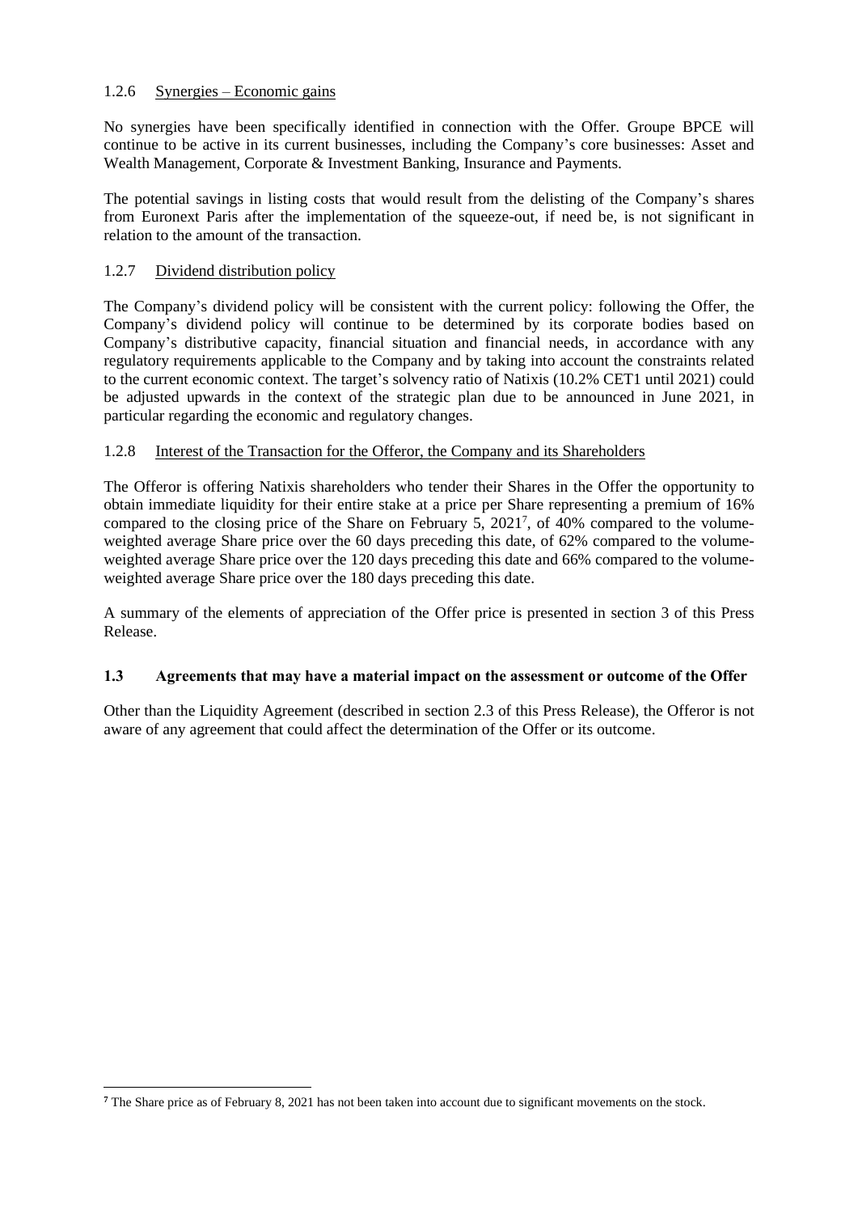#### 1.2.6 Synergies – Economic gains

No synergies have been specifically identified in connection with the Offer. Groupe BPCE will continue to be active in its current businesses, including the Company's core businesses: Asset and Wealth Management, Corporate & Investment Banking, Insurance and Payments.

The potential savings in listing costs that would result from the delisting of the Company's shares from Euronext Paris after the implementation of the squeeze-out, if need be, is not significant in relation to the amount of the transaction.

#### 1.2.7 Dividend distribution policy

The Company's dividend policy will be consistent with the current policy: following the Offer, the Company's dividend policy will continue to be determined by its corporate bodies based on Company's distributive capacity, financial situation and financial needs, in accordance with any regulatory requirements applicable to the Company and by taking into account the constraints related to the current economic context. The target's solvency ratio of Natixis (10.2% CET1 until 2021) could be adjusted upwards in the context of the strategic plan due to be announced in June 2021, in particular regarding the economic and regulatory changes.

#### 1.2.8 Interest of the Transaction for the Offeror, the Company and its Shareholders

The Offeror is offering Natixis shareholders who tender their Shares in the Offer the opportunity to obtain immediate liquidity for their entire stake at a price per Share representing a premium of 16% compared to the closing price of the Share on February 5, 2021[7], of 40% compared to the volume-weighted average Share price over the 60 days preceding this date, of 62% compared to the volume-weighted average Share price over the 120 days preceding this date and 66% compared to the volume-weighted average Share price over the 180 days preceding this date.

A summary of the elements of appreciation of the Offer price is presented in section 3 of this Press Release.

### 1.3 Agreements that may have a material impact on the assessment or outcome of the Offer

Other than the Liquidity Agreement (described in section 2.3 of this Press Release), the Offeror is not aware of any agreement that could affect the determination of the Offer or its outcome.

[7] The Share price as of February 8, 2021 has not been taken into account due to significant movements on the stock.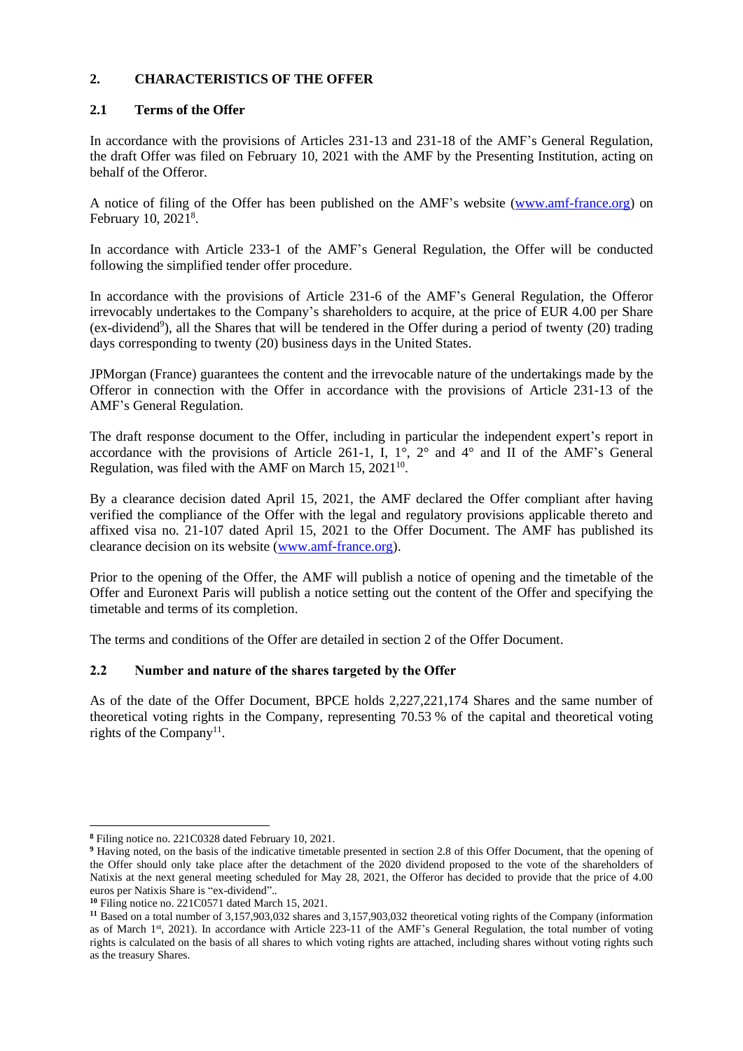## 2. CHARACTERISTICS OF THE OFFER

### 2.1 Terms of the Offer

In accordance with the provisions of Articles 231-13 and 231-18 of the AMF's General Regulation, the draft Offer was filed on February 10, 2021 with the AMF by the Presenting Institution, acting on behalf of the Offeror.

A notice of filing of the Offer has been published on the AMF's website (www.amf-france.org) on February 10, 2021[8].

In accordance with Article 233-1 of the AMF's General Regulation, the Offer will be conducted following the simplified tender offer procedure.

In accordance with the provisions of Article 231-6 of the AMF's General Regulation, the Offeror irrevocably undertakes to the Company's shareholders to acquire, at the price of EUR 4.00 per Share (ex-dividend[9]), all the Shares that will be tendered in the Offer during a period of twenty (20) trading days corresponding to twenty (20) business days in the United States.

JPMorgan (France) guarantees the content and the irrevocable nature of the undertakings made by the Offeror in connection with the Offer in accordance with the provisions of Article 231-13 of the AMF's General Regulation.

The draft response document to the Offer, including in particular the independent expert's report in accordance with the provisions of Article 261-1, I, 1°, 2° and 4° and II of the AMF's General Regulation, was filed with the AMF on March 15, 2021[10].

By a clearance decision dated April 15, 2021, the AMF declared the Offer compliant after having verified the compliance of the Offer with the legal and regulatory provisions applicable thereto and affixed visa no. 21-107 dated April 15, 2021 to the Offer Document. The AMF has published its clearance decision on its website (www.amf-france.org).

Prior to the opening of the Offer, the AMF will publish a notice of opening and the timetable of the Offer and Euronext Paris will publish a notice setting out the content of the Offer and specifying the timetable and terms of its completion.

The terms and conditions of the Offer are detailed in section 2 of the Offer Document.

### 2.2 Number and nature of the shares targeted by the Offer

As of the date of the Offer Document, BPCE holds 2,227,221,174 Shares and the same number of theoretical voting rights in the Company, representing 70.53 % of the capital and theoretical voting rights of the Company[11].

---

[8] Filing notice no. 221C0328 dated February 10, 2021.

[9] Having noted, on the basis of the indicative timetable presented in section 2.8 of this Offer Document, that the opening of the Offer should only take place after the detachment of the 2020 dividend proposed to the vote of the shareholders of Natixis at the next general meeting scheduled for May 28, 2021, the Offeror has decided to provide that the price of 4.00 euros per Natixis Share is "ex-dividend"..

[10] Filing notice no. 221C0571 dated March 15, 2021.

[11] Based on a total number of 3,157,903,032 shares and 3,157,903,032 theoretical voting rights of the Company (information as of March 1st, 2021). In accordance with Article 223-11 of the AMF's General Regulation, the total number of voting rights is calculated on the basis of all shares to which voting rights are attached, including shares without voting rights such as the treasury Shares.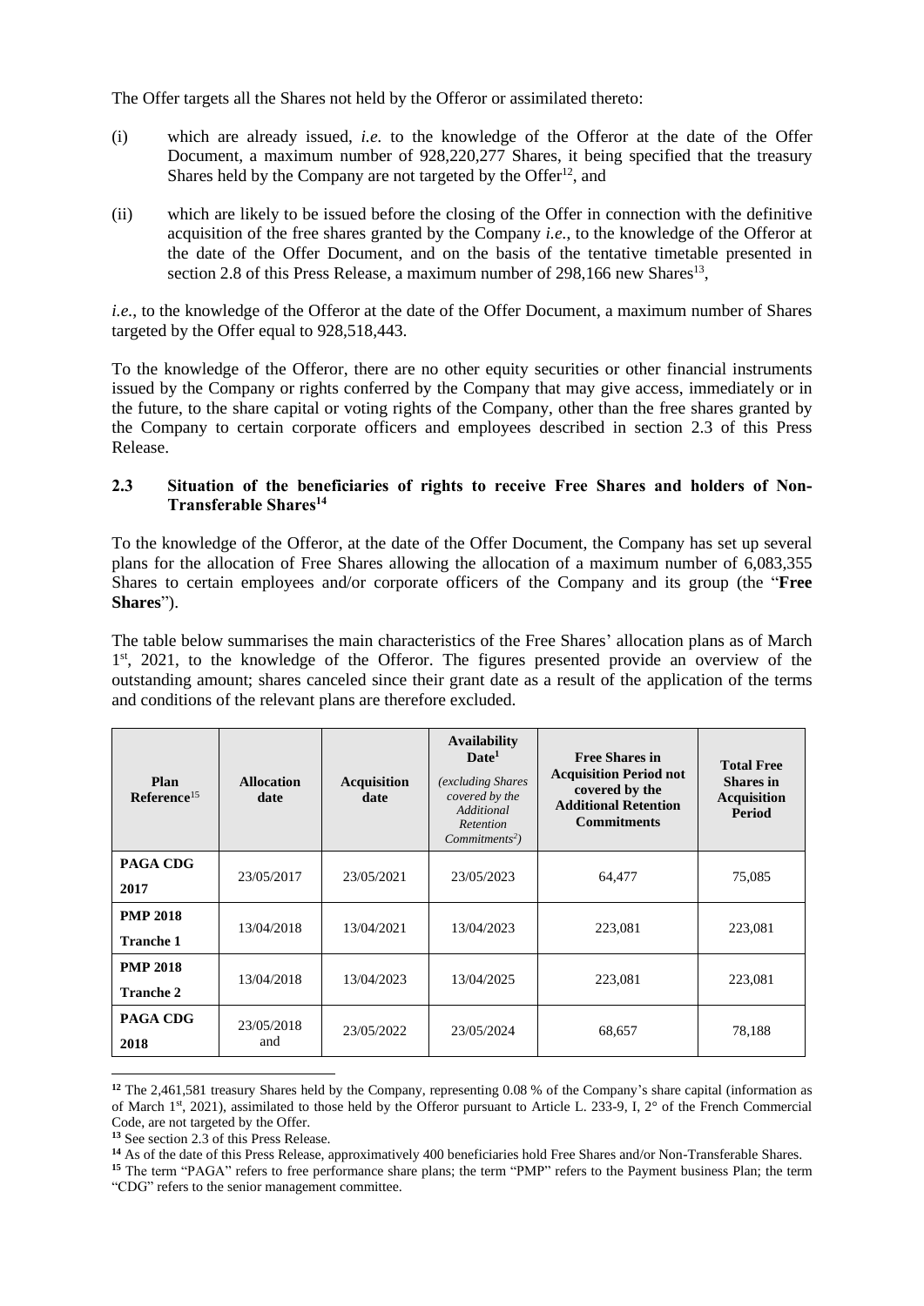The Offer targets all the Shares not held by the Offeror or assimilated thereto:

(i) which are already issued, *i.e.* to the knowledge of the Offeror at the date of the Offer Document, a maximum number of 928,220,277 Shares, it being specified that the treasury Shares held by the Company are not targeted by the Offer[12], and

(ii) which are likely to be issued before the closing of the Offer in connection with the definitive acquisition of the free shares granted by the Company *i.e.*, to the knowledge of the Offeror at the date of the Offer Document, and on the basis of the tentative timetable presented in section 2.8 of this Press Release, a maximum number of 298,166 new Shares[13],

*i.e.*, to the knowledge of the Offeror at the date of the Offer Document, a maximum number of Shares targeted by the Offer equal to 928,518,443.

To the knowledge of the Offeror, there are no other equity securities or other financial instruments issued by the Company or rights conferred by the Company that may give access, immediately or in the future, to the share capital or voting rights of the Company, other than the free shares granted by the Company to certain corporate officers and employees described in section 2.3 of this Press Release.

### 2.3 Situation of the beneficiaries of rights to receive Free Shares and holders of Non-Transferable Shares[14]

To the knowledge of the Offeror, at the date of the Offer Document, the Company has set up several plans for the allocation of Free Shares allowing the allocation of a maximum number of 6,083,355 Shares to certain employees and/or corporate officers of the Company and its group (the "**Free Shares**").

The table below summarises the main characteristics of the Free Shares' allocation plans as of March 1st, 2021, to the knowledge of the Offeror. The figures presented provide an overview of the outstanding amount; shares canceled since their grant date as a result of the application of the terms and conditions of the relevant plans are therefore excluded.

| Plan Reference[15] | Allocation date | Acquisition date | Availability Date[1] *(excluding Shares covered by the Additional Retention Commitments[2])* | Free Shares in Acquisition Period not covered by the Additional Retention Commitments | Total Free Shares in Acquisition Period |
|---|---|---|---|---|---|
| **PAGA CDG 2017** | 23/05/2017 | 23/05/2021 | 23/05/2023 | 64,477 | 75,085 |
| **PMP 2018 Tranche 1** | 13/04/2018 | 13/04/2021 | 13/04/2023 | 223,081 | 223,081 |
| **PMP 2018 Tranche 2** | 13/04/2018 | 13/04/2023 | 13/04/2025 | 223,081 | 223,081 |
| **PAGA CDG 2018** | 23/05/2018 and | 23/05/2022 | 23/05/2024 | 68,657 | 78,188 |

[12] The 2,461,581 treasury Shares held by the Company, representing 0.08 % of the Company's share capital (information as of March 1st, 2021), assimilated to those held by the Offeror pursuant to Article L. 233-9, I, 2° of the French Commercial Code, are not targeted by the Offer.

[13] See section 2.3 of this Press Release.

[14] As of the date of this Press Release, approximatively 400 beneficiaries hold Free Shares and/or Non-Transferable Shares.

[15] The term "PAGA" refers to free performance share plans; the term "PMP" refers to the Payment business Plan; the term "CDG" refers to the senior management committee.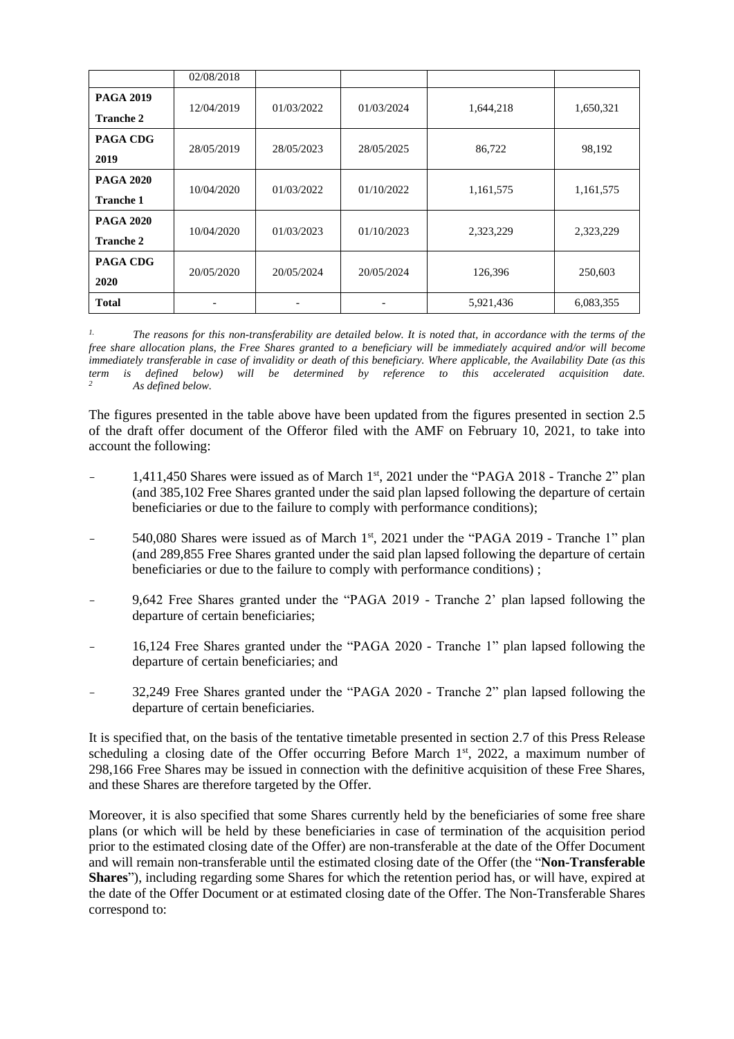|  | 02/08/2018 |  |  |  |  |
|---|---|---|---|---|---|
| **PAGA 2019 Tranche 2** | 12/04/2019 | 01/03/2022 | 01/03/2024 | 1,644,218 | 1,650,321 |
| **PAGA CDG 2019** | 28/05/2019 | 28/05/2023 | 28/05/2025 | 86,722 | 98,192 |
| **PAGA 2020 Tranche 1** | 10/04/2020 | 01/03/2022 | 01/10/2022 | 1,161,575 | 1,161,575 |
| **PAGA 2020 Tranche 2** | 10/04/2020 | 01/03/2023 | 01/10/2023 | 2,323,229 | 2,323,229 |
| **PAGA CDG 2020** | 20/05/2020 | 20/05/2024 | 20/05/2024 | 126,396 | 250,603 |
| **Total** | - | - | - | 5,921,436 | 6,083,355 |

*1. The reasons for this non-transferability are detailed below. It is noted that, in accordance with the terms of the free share allocation plans, the Free Shares granted to a beneficiary will be immediately acquired and/or will become immediately transferable in case of invalidity or death of this beneficiary. Where applicable, the Availability Date (as this term is defined below) will be determined by reference to this accelerated acquisition date.*
*2 As defined below.*

The figures presented in the table above have been updated from the figures presented in section 2.5 of the draft offer document of the Offeror filed with the AMF on February 10, 2021, to take into account the following:

- 1,411,450 Shares were issued as of March 1st, 2021 under the "PAGA 2018 - Tranche 2" plan (and 385,102 Free Shares granted under the said plan lapsed following the departure of certain beneficiaries or due to the failure to comply with performance conditions);
- 540,080 Shares were issued as of March 1st, 2021 under the "PAGA 2019 - Tranche 1" plan (and 289,855 Free Shares granted under the said plan lapsed following the departure of certain beneficiaries or due to the failure to comply with performance conditions) ;
- 9,642 Free Shares granted under the "PAGA 2019 - Tranche 2' plan lapsed following the departure of certain beneficiaries;
- 16,124 Free Shares granted under the "PAGA 2020 - Tranche 1" plan lapsed following the departure of certain beneficiaries; and
- 32,249 Free Shares granted under the "PAGA 2020 - Tranche 2" plan lapsed following the departure of certain beneficiaries.

It is specified that, on the basis of the tentative timetable presented in section 2.7 of this Press Release scheduling a closing date of the Offer occurring Before March 1st, 2022, a maximum number of 298,166 Free Shares may be issued in connection with the definitive acquisition of these Free Shares, and these Shares are therefore targeted by the Offer.

Moreover, it is also specified that some Shares currently held by the beneficiaries of some free share plans (or which will be held by these beneficiaries in case of termination of the acquisition period prior to the estimated closing date of the Offer) are non-transferable at the date of the Offer Document and will remain non-transferable until the estimated closing date of the Offer (the "**Non-Transferable Shares**"), including regarding some Shares for which the retention period has, or will have, expired at the date of the Offer Document or at estimated closing date of the Offer. The Non-Transferable Shares correspond to: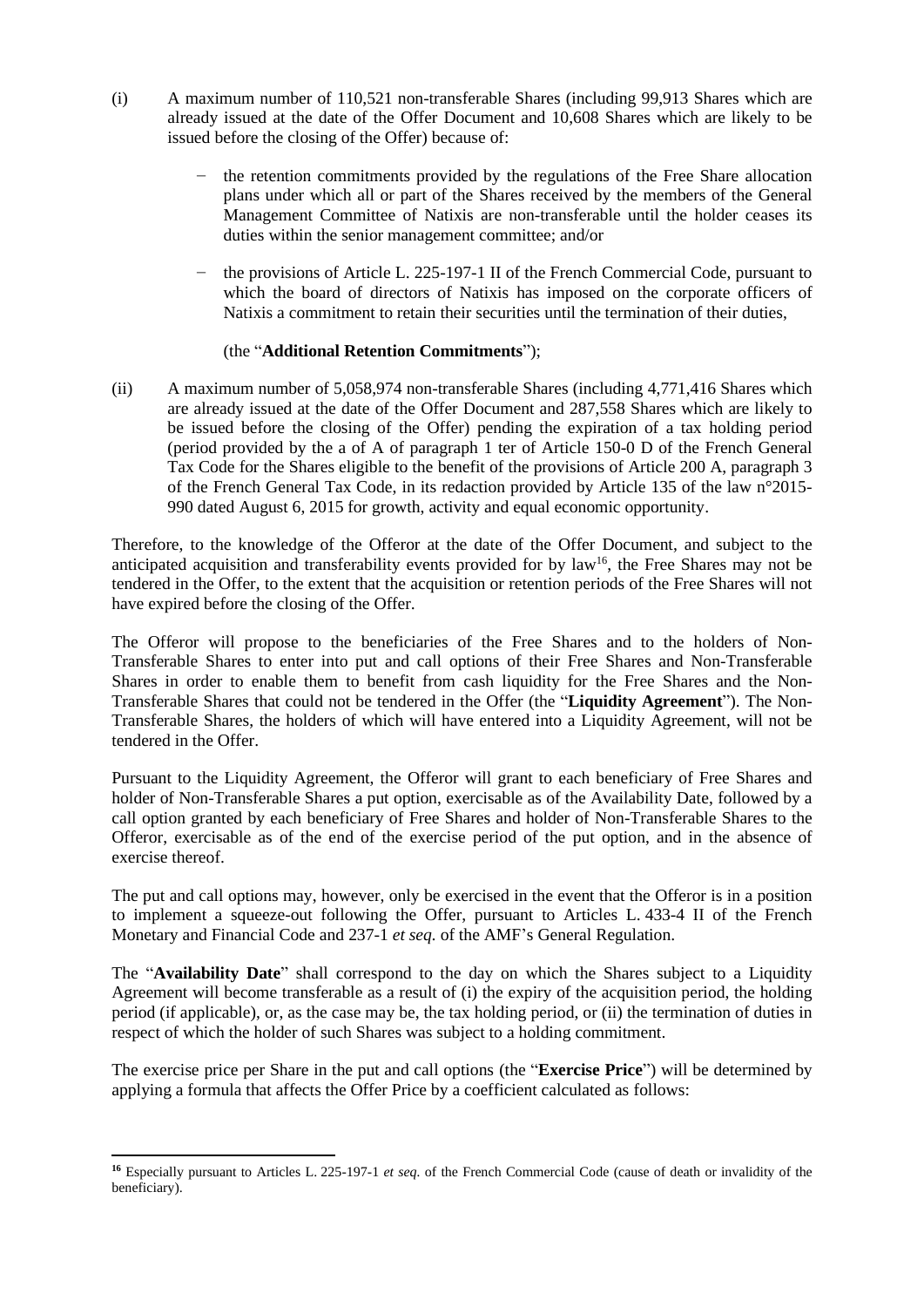(i) A maximum number of 110,521 non-transferable Shares (including 99,913 Shares which are already issued at the date of the Offer Document and 10,608 Shares which are likely to be issued before the closing of the Offer) because of:

- the retention commitments provided by the regulations of the Free Share allocation plans under which all or part of the Shares received by the members of the General Management Committee of Natixis are non-transferable until the holder ceases its duties within the senior management committee; and/or
- the provisions of Article L. 225-197-1 II of the French Commercial Code, pursuant to which the board of directors of Natixis has imposed on the corporate officers of Natixis a commitment to retain their securities until the termination of their duties,

(the "**Additional Retention Commitments**");

(ii) A maximum number of 5,058,974 non-transferable Shares (including 4,771,416 Shares which are already issued at the date of the Offer Document and 287,558 Shares which are likely to be issued before the closing of the Offer) pending the expiration of a tax holding period (period provided by the a of A of paragraph 1 ter of Article 150-0 D of the French General Tax Code for the Shares eligible to the benefit of the provisions of Article 200 A, paragraph 3 of the French General Tax Code, in its redaction provided by Article 135 of the law n°2015-990 dated August 6, 2015 for growth, activity and equal economic opportunity.

Therefore, to the knowledge of the Offeror at the date of the Offer Document, and subject to the anticipated acquisition and transferability events provided for by law[16], the Free Shares may not be tendered in the Offer, to the extent that the acquisition or retention periods of the Free Shares will not have expired before the closing of the Offer.

The Offeror will propose to the beneficiaries of the Free Shares and to the holders of Non-Transferable Shares to enter into put and call options of their Free Shares and Non-Transferable Shares in order to enable them to benefit from cash liquidity for the Free Shares and the Non-Transferable Shares that could not be tendered in the Offer (the "**Liquidity Agreement**"). The Non-Transferable Shares, the holders of which will have entered into a Liquidity Agreement, will not be tendered in the Offer.

Pursuant to the Liquidity Agreement, the Offeror will grant to each beneficiary of Free Shares and holder of Non-Transferable Shares a put option, exercisable as of the Availability Date, followed by a call option granted by each beneficiary of Free Shares and holder of Non-Transferable Shares to the Offeror, exercisable as of the end of the exercise period of the put option, and in the absence of exercise thereof.

The put and call options may, however, only be exercised in the event that the Offeror is in a position to implement a squeeze-out following the Offer, pursuant to Articles L. 433-4 II of the French Monetary and Financial Code and 237-1 *et seq.* of the AMF's General Regulation.

The "**Availability Date**" shall correspond to the day on which the Shares subject to a Liquidity Agreement will become transferable as a result of (i) the expiry of the acquisition period, the holding period (if applicable), or, as the case may be, the tax holding period, or (ii) the termination of duties in respect of which the holder of such Shares was subject to a holding commitment.

The exercise price per Share in the put and call options (the "**Exercise Price**") will be determined by applying a formula that affects the Offer Price by a coefficient calculated as follows:

[16] Especially pursuant to Articles L. 225-197-1 *et seq.* of the French Commercial Code (cause of death or invalidity of the beneficiary).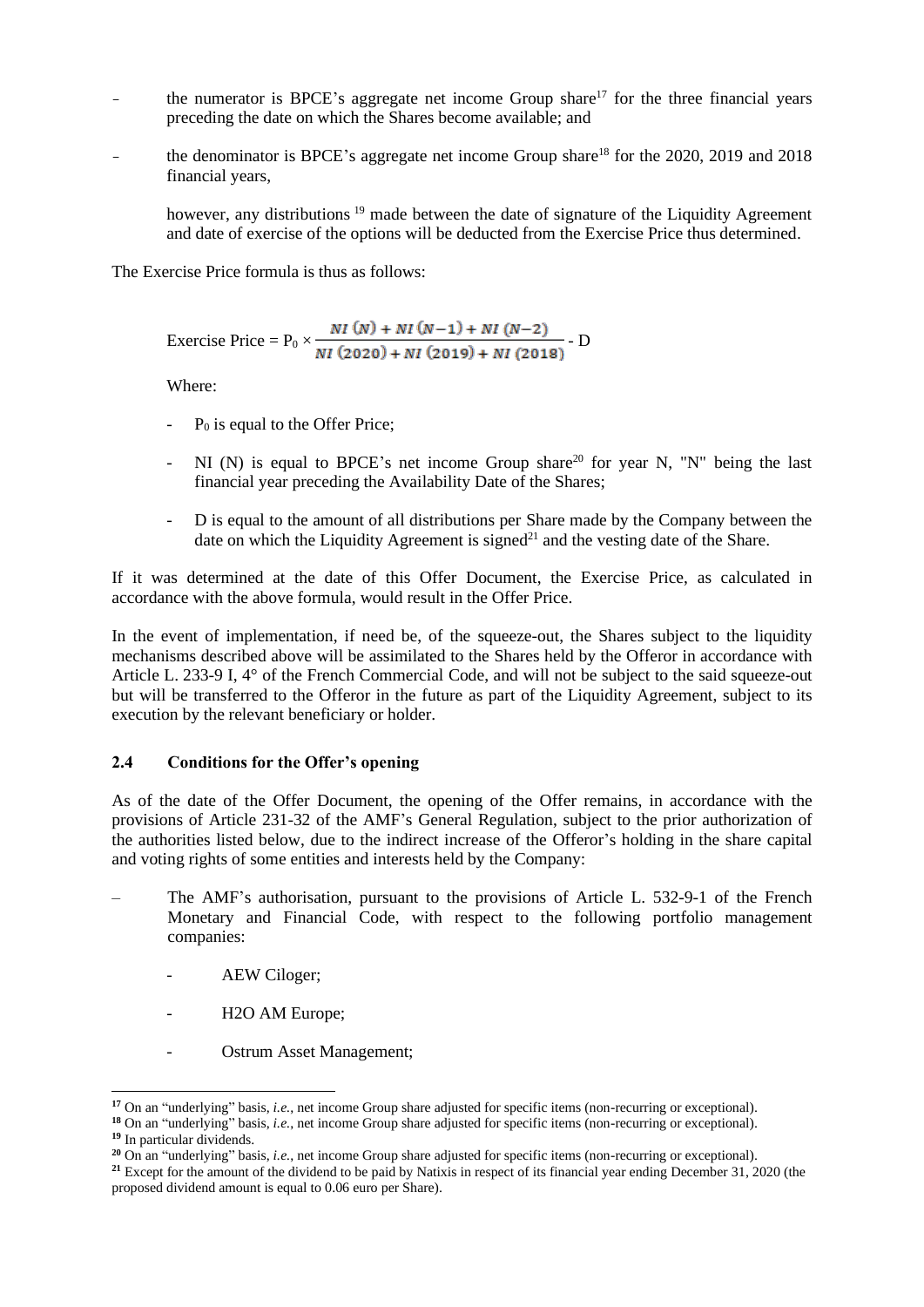- the numerator is BPCE's aggregate net income Group share[17] for the three financial years preceding the date on which the Shares become available; and

- the denominator is BPCE's aggregate net income Group share[18] for the 2020, 2019 and 2018 financial years,

  however, any distributions [19] made between the date of signature of the Liquidity Agreement and date of exercise of the options will be deducted from the Exercise Price thus determined.

The Exercise Price formula is thus as follows:

$$\text{Exercise Price} = P_0 \times \frac{NI\ (N) + NI\ (N{-}1) + NI\ (N{-}2)}{NI\ (2020) + NI\ (2019) + NI\ (2018)} - D$$

Where:

- $P_0$ is equal to the Offer Price;
- NI (N) is equal to BPCE's net income Group share[20] for year N, "N" being the last financial year preceding the Availability Date of the Shares;
- D is equal to the amount of all distributions per Share made by the Company between the date on which the Liquidity Agreement is signed[21] and the vesting date of the Share.

If it was determined at the date of this Offer Document, the Exercise Price, as calculated in accordance with the above formula, would result in the Offer Price.

In the event of implementation, if need be, of the squeeze-out, the Shares subject to the liquidity mechanisms described above will be assimilated to the Shares held by the Offeror in accordance with Article L. 233-9 I, 4° of the French Commercial Code, and will not be subject to the said squeeze-out but will be transferred to the Offeror in the future as part of the Liquidity Agreement, subject to its execution by the relevant beneficiary or holder.

## 2.4 Conditions for the Offer's opening

As of the date of the Offer Document, the opening of the Offer remains, in accordance with the provisions of Article 231-32 of the AMF's General Regulation, subject to the prior authorization of the authorities listed below, due to the indirect increase of the Offeror's holding in the share capital and voting rights of some entities and interests held by the Company:

– The AMF's authorisation, pursuant to the provisions of Article L. 532-9-1 of the French Monetary and Financial Code, with respect to the following portfolio management companies:

  - AEW Ciloger;
  - H2O AM Europe;
  - Ostrum Asset Management;

---

[17] On an "underlying" basis, *i.e.*, net income Group share adjusted for specific items (non-recurring or exceptional).

[18] On an "underlying" basis, *i.e.*, net income Group share adjusted for specific items (non-recurring or exceptional).

[19] In particular dividends.

[20] On an "underlying" basis, *i.e.*, net income Group share adjusted for specific items (non-recurring or exceptional).

[21] Except for the amount of the dividend to be paid by Natixis in respect of its financial year ending December 31, 2020 (the proposed dividend amount is equal to 0.06 euro per Share).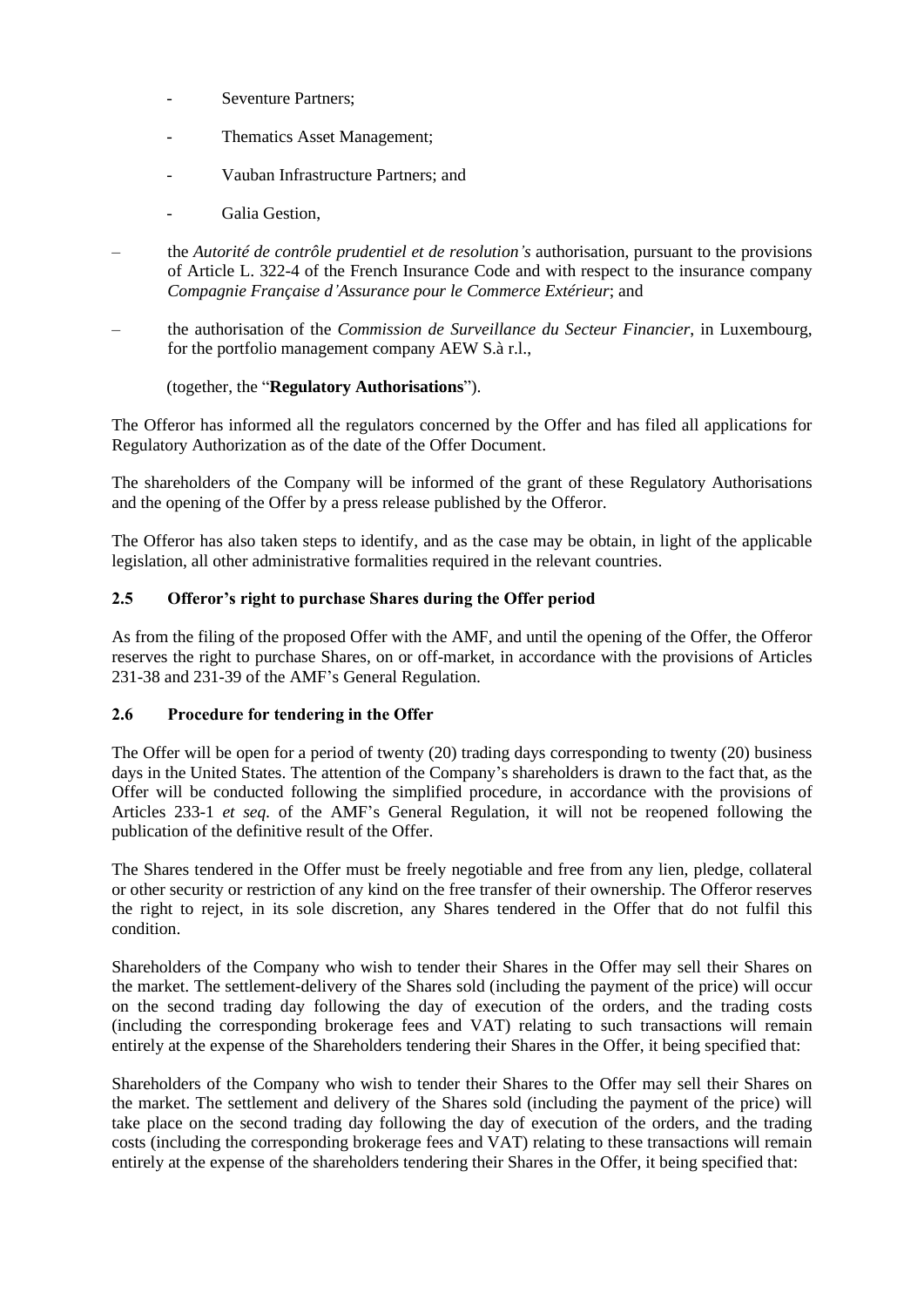- Seventure Partners;
- Thematics Asset Management;
- Vauban Infrastructure Partners; and
- Galia Gestion,

– the *Autorité de contrôle prudentiel et de resolution's* authorisation, pursuant to the provisions of Article L. 322-4 of the French Insurance Code and with respect to the insurance company *Compagnie Française d'Assurance pour le Commerce Extérieur*; and

– the authorisation of the *Commission de Surveillance du Secteur Financier*, in Luxembourg, for the portfolio management company AEW S.à r.l.,

(together, the "**Regulatory Authorisations**").

The Offeror has informed all the regulators concerned by the Offer and has filed all applications for Regulatory Authorization as of the date of the Offer Document.

The shareholders of the Company will be informed of the grant of these Regulatory Authorisations and the opening of the Offer by a press release published by the Offeror.

The Offeror has also taken steps to identify, and as the case may be obtain, in light of the applicable legislation, all other administrative formalities required in the relevant countries.

### 2.5 Offeror's right to purchase Shares during the Offer period

As from the filing of the proposed Offer with the AMF, and until the opening of the Offer, the Offeror reserves the right to purchase Shares, on or off-market, in accordance with the provisions of Articles 231-38 and 231-39 of the AMF's General Regulation.

### 2.6 Procedure for tendering in the Offer

The Offer will be open for a period of twenty (20) trading days corresponding to twenty (20) business days in the United States. The attention of the Company's shareholders is drawn to the fact that, as the Offer will be conducted following the simplified procedure, in accordance with the provisions of Articles 233-1 *et seq.* of the AMF's General Regulation, it will not be reopened following the publication of the definitive result of the Offer.

The Shares tendered in the Offer must be freely negotiable and free from any lien, pledge, collateral or other security or restriction of any kind on the free transfer of their ownership. The Offeror reserves the right to reject, in its sole discretion, any Shares tendered in the Offer that do not fulfil this condition.

Shareholders of the Company who wish to tender their Shares in the Offer may sell their Shares on the market. The settlement-delivery of the Shares sold (including the payment of the price) will occur on the second trading day following the day of execution of the orders, and the trading costs (including the corresponding brokerage fees and VAT) relating to such transactions will remain entirely at the expense of the Shareholders tendering their Shares in the Offer, it being specified that:

Shareholders of the Company who wish to tender their Shares to the Offer may sell their Shares on the market. The settlement and delivery of the Shares sold (including the payment of the price) will take place on the second trading day following the day of execution of the orders, and the trading costs (including the corresponding brokerage fees and VAT) relating to these transactions will remain entirely at the expense of the shareholders tendering their Shares in the Offer, it being specified that: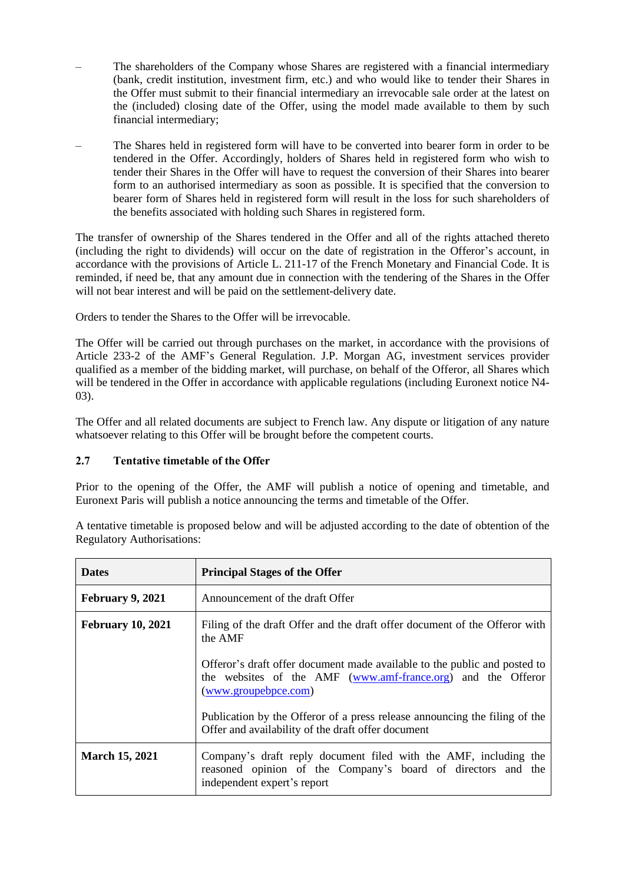– The shareholders of the Company whose Shares are registered with a financial intermediary (bank, credit institution, investment firm, etc.) and who would like to tender their Shares in the Offer must submit to their financial intermediary an irrevocable sale order at the latest on the (included) closing date of the Offer, using the model made available to them by such financial intermediary;

– The Shares held in registered form will have to be converted into bearer form in order to be tendered in the Offer. Accordingly, holders of Shares held in registered form who wish to tender their Shares in the Offer will have to request the conversion of their Shares into bearer form to an authorised intermediary as soon as possible. It is specified that the conversion to bearer form of Shares held in registered form will result in the loss for such shareholders of the benefits associated with holding such Shares in registered form.

The transfer of ownership of the Shares tendered in the Offer and all of the rights attached thereto (including the right to dividends) will occur on the date of registration in the Offeror's account, in accordance with the provisions of Article L. 211-17 of the French Monetary and Financial Code. It is reminded, if need be, that any amount due in connection with the tendering of the Shares in the Offer will not bear interest and will be paid on the settlement-delivery date.

Orders to tender the Shares to the Offer will be irrevocable.

The Offer will be carried out through purchases on the market, in accordance with the provisions of Article 233-2 of the AMF's General Regulation. J.P. Morgan AG, investment services provider qualified as a member of the bidding market, will purchase, on behalf of the Offeror, all Shares which will be tendered in the Offer in accordance with applicable regulations (including Euronext notice N4-03).

The Offer and all related documents are subject to French law. Any dispute or litigation of any nature whatsoever relating to this Offer will be brought before the competent courts.

### 2.7 Tentative timetable of the Offer

Prior to the opening of the Offer, the AMF will publish a notice of opening and timetable, and Euronext Paris will publish a notice announcing the terms and timetable of the Offer.

A tentative timetable is proposed below and will be adjusted according to the date of obtention of the Regulatory Authorisations:

| Dates | Principal Stages of the Offer |
|---|---|
| **February 9, 2021** | Announcement of the draft Offer |
| **February 10, 2021** | Filing of the draft Offer and the draft offer document of the Offeror with the AMF<br><br>Offeror's draft offer document made available to the public and posted to the websites of the AMF (www.amf-france.org) and the Offeror (www.groupebpce.com)<br><br>Publication by the Offeror of a press release announcing the filing of the Offer and availability of the draft offer document |
| **March 15, 2021** | Company's draft reply document filed with the AMF, including the reasoned opinion of the Company's board of directors and the independent expert's report |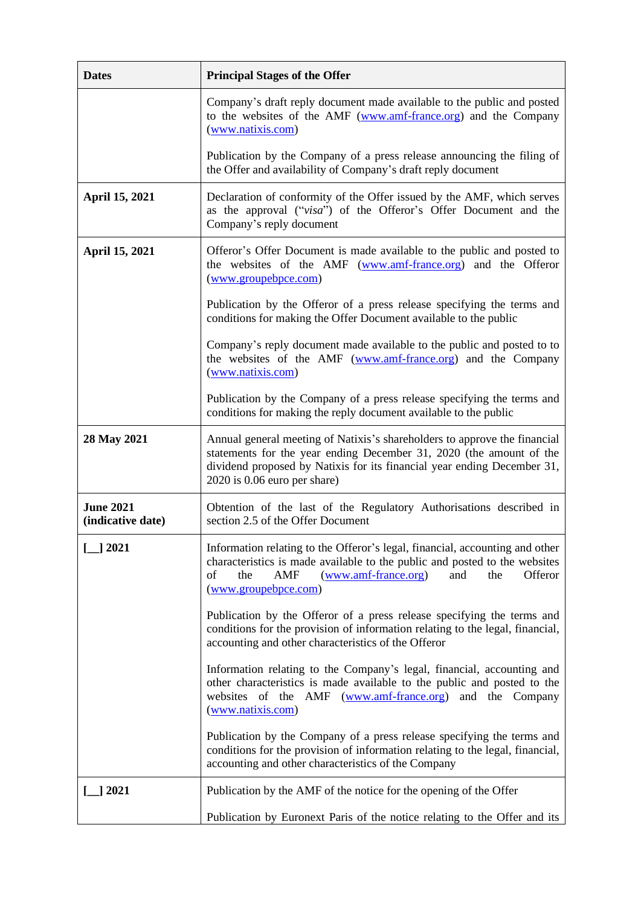| Dates | Principal Stages of the Offer |
|---|---|
| | Company's draft reply document made available to the public and posted to the websites of the AMF (www.amf-france.org) and the Company (www.natixis.com)<br><br>Publication by the Company of a press release announcing the filing of the Offer and availability of Company's draft reply document |
| **April 15, 2021** | Declaration of conformity of the Offer issued by the AMF, which serves as the approval ("*visa*") of the Offeror's Offer Document and the Company's reply document |
| **April 15, 2021** | Offeror's Offer Document is made available to the public and posted to the websites of the AMF (www.amf-france.org) and the Offeror (www.groupebpce.com)<br><br>Publication by the Offeror of a press release specifying the terms and conditions for making the Offer Document available to the public<br><br>Company's reply document made available to the public and posted to to the websites of the AMF (www.amf-france.org) and the Company (www.natixis.com)<br><br>Publication by the Company of a press release specifying the terms and conditions for making the reply document available to the public |
| **28 May 2021** | Annual general meeting of Natixis's shareholders to approve the financial statements for the year ending December 31, 2020 (the amount of the dividend proposed by Natixis for its financial year ending December 31, 2020 is 0.06 euro per share) |
| **June 2021 (indicative date)** | Obtention of the last of the Regulatory Authorisations described in section 2.5 of the Offer Document |
| **[__] 2021** | Information relating to the Offeror's legal, financial, accounting and other characteristics is made available to the public and posted to the websites of the AMF (www.amf-france.org) and the Offeror (www.groupebpce.com)<br><br>Publication by the Offeror of a press release specifying the terms and conditions for the provision of information relating to the legal, financial, accounting and other characteristics of the Offeror<br><br>Information relating to the Company's legal, financial, accounting and other characteristics is made available to the public and posted to the websites of the AMF (www.amf-france.org) and the Company (www.natixis.com)<br><br>Publication by the Company of a press release specifying the terms and conditions for the provision of information relating to the legal, financial, accounting and other characteristics of the Company |
| **[__] 2021** | Publication by the AMF of the notice for the opening of the Offer<br><br>Publication by Euronext Paris of the notice relating to the Offer and its |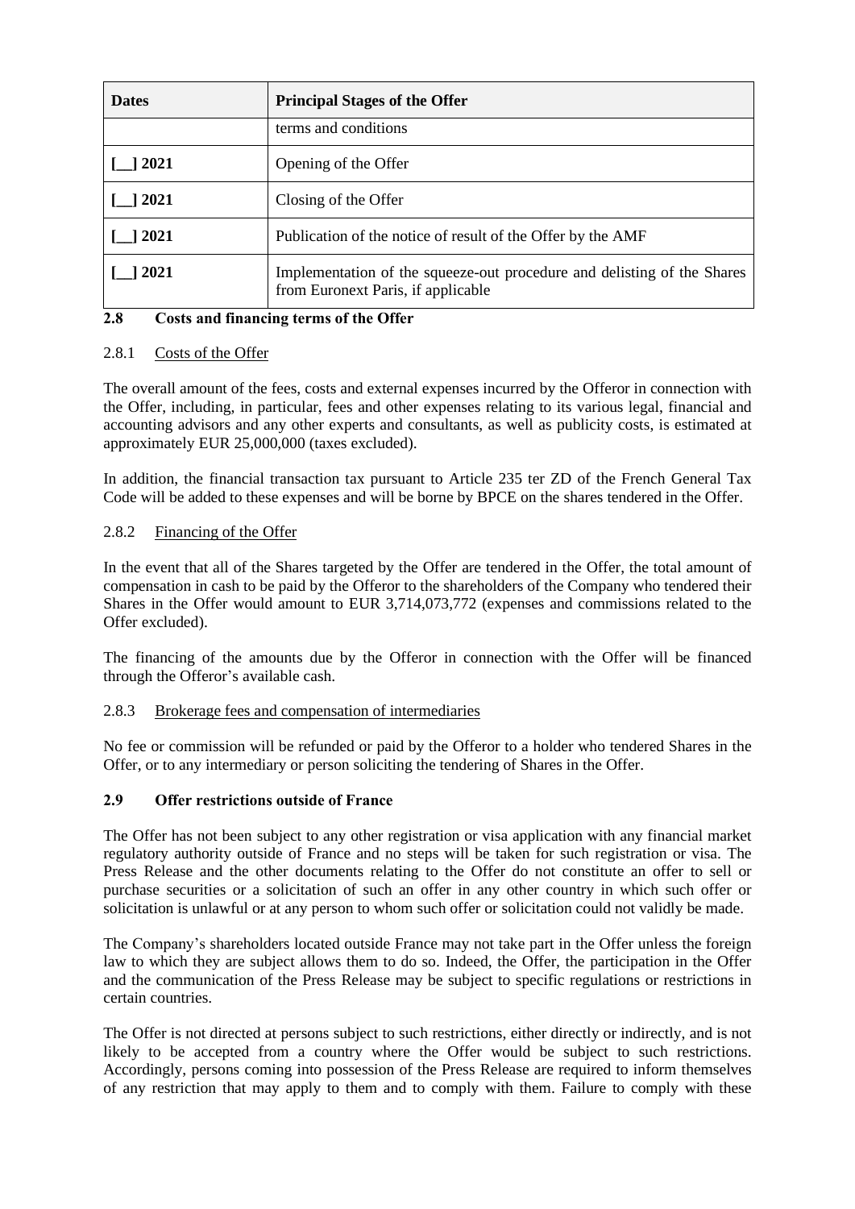| Dates | Principal Stages of the Offer |
| --- | --- |
| | terms and conditions |
| **[__] 2021** | Opening of the Offer |
| **[__] 2021** | Closing of the Offer |
| **[__] 2021** | Publication of the notice of result of the Offer by the AMF |
| **[__] 2021** | Implementation of the squeeze-out procedure and delisting of the Shares from Euronext Paris, if applicable |

### 2.8 Costs and financing terms of the Offer

#### 2.8.1 Costs of the Offer

The overall amount of the fees, costs and external expenses incurred by the Offeror in connection with the Offer, including, in particular, fees and other expenses relating to its various legal, financial and accounting advisors and any other experts and consultants, as well as publicity costs, is estimated at approximately EUR 25,000,000 (taxes excluded).

In addition, the financial transaction tax pursuant to Article 235 ter ZD of the French General Tax Code will be added to these expenses and will be borne by BPCE on the shares tendered in the Offer.

#### 2.8.2 Financing of the Offer

In the event that all of the Shares targeted by the Offer are tendered in the Offer, the total amount of compensation in cash to be paid by the Offeror to the shareholders of the Company who tendered their Shares in the Offer would amount to EUR 3,714,073,772 (expenses and commissions related to the Offer excluded).

The financing of the amounts due by the Offeror in connection with the Offer will be financed through the Offeror's available cash.

#### 2.8.3 Brokerage fees and compensation of intermediaries

No fee or commission will be refunded or paid by the Offeror to a holder who tendered Shares in the Offer, or to any intermediary or person soliciting the tendering of Shares in the Offer.

### 2.9 Offer restrictions outside of France

The Offer has not been subject to any other registration or visa application with any financial market regulatory authority outside of France and no steps will be taken for such registration or visa. The Press Release and the other documents relating to the Offer do not constitute an offer to sell or purchase securities or a solicitation of such an offer in any other country in which such offer or solicitation is unlawful or at any person to whom such offer or solicitation could not validly be made.

The Company's shareholders located outside France may not take part in the Offer unless the foreign law to which they are subject allows them to do so. Indeed, the Offer, the participation in the Offer and the communication of the Press Release may be subject to specific regulations or restrictions in certain countries.

The Offer is not directed at persons subject to such restrictions, either directly or indirectly, and is not likely to be accepted from a country where the Offer would be subject to such restrictions. Accordingly, persons coming into possession of the Press Release are required to inform themselves of any restriction that may apply to them and to comply with them. Failure to comply with these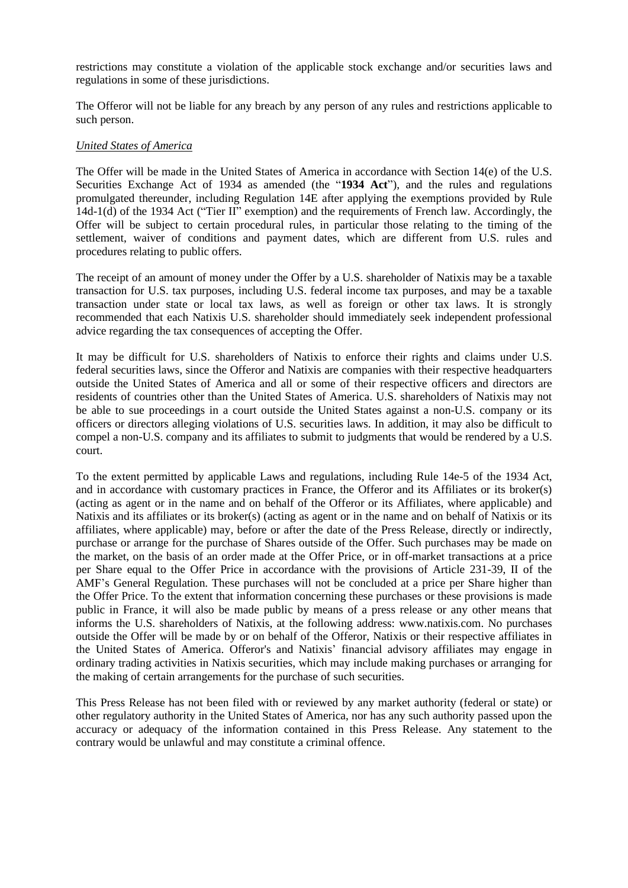restrictions may constitute a violation of the applicable stock exchange and/or securities laws and regulations in some of these jurisdictions.

The Offeror will not be liable for any breach by any person of any rules and restrictions applicable to such person.

*United States of America*

The Offer will be made in the United States of America in accordance with Section 14(e) of the U.S. Securities Exchange Act of 1934 as amended (the "**1934 Act**"), and the rules and regulations promulgated thereunder, including Regulation 14E after applying the exemptions provided by Rule 14d-1(d) of the 1934 Act ("Tier II" exemption) and the requirements of French law. Accordingly, the Offer will be subject to certain procedural rules, in particular those relating to the timing of the settlement, waiver of conditions and payment dates, which are different from U.S. rules and procedures relating to public offers.

The receipt of an amount of money under the Offer by a U.S. shareholder of Natixis may be a taxable transaction for U.S. tax purposes, including U.S. federal income tax purposes, and may be a taxable transaction under state or local tax laws, as well as foreign or other tax laws. It is strongly recommended that each Natixis U.S. shareholder should immediately seek independent professional advice regarding the tax consequences of accepting the Offer.

It may be difficult for U.S. shareholders of Natixis to enforce their rights and claims under U.S. federal securities laws, since the Offeror and Natixis are companies with their respective headquarters outside the United States of America and all or some of their respective officers and directors are residents of countries other than the United States of America. U.S. shareholders of Natixis may not be able to sue proceedings in a court outside the United States against a non-U.S. company or its officers or directors alleging violations of U.S. securities laws. In addition, it may also be difficult to compel a non-U.S. company and its affiliates to submit to judgments that would be rendered by a U.S. court.

To the extent permitted by applicable Laws and regulations, including Rule 14e-5 of the 1934 Act, and in accordance with customary practices in France, the Offeror and its Affiliates or its broker(s) (acting as agent or in the name and on behalf of the Offeror or its Affiliates, where applicable) and Natixis and its affiliates or its broker(s) (acting as agent or in the name and on behalf of Natixis or its affiliates, where applicable) may, before or after the date of the Press Release, directly or indirectly, purchase or arrange for the purchase of Shares outside of the Offer. Such purchases may be made on the market, on the basis of an order made at the Offer Price, or in off-market transactions at a price per Share equal to the Offer Price in accordance with the provisions of Article 231-39, II of the AMF's General Regulation. These purchases will not be concluded at a price per Share higher than the Offer Price. To the extent that information concerning these purchases or these provisions is made public in France, it will also be made public by means of a press release or any other means that informs the U.S. shareholders of Natixis, at the following address: www.natixis.com. No purchases outside the Offer will be made by or on behalf of the Offeror, Natixis or their respective affiliates in the United States of America. Offeror's and Natixis' financial advisory affiliates may engage in ordinary trading activities in Natixis securities, which may include making purchases or arranging for the making of certain arrangements for the purchase of such securities.

This Press Release has not been filed with or reviewed by any market authority (federal or state) or other regulatory authority in the United States of America, nor has any such authority passed upon the accuracy or adequacy of the information contained in this Press Release. Any statement to the contrary would be unlawful and may constitute a criminal offence.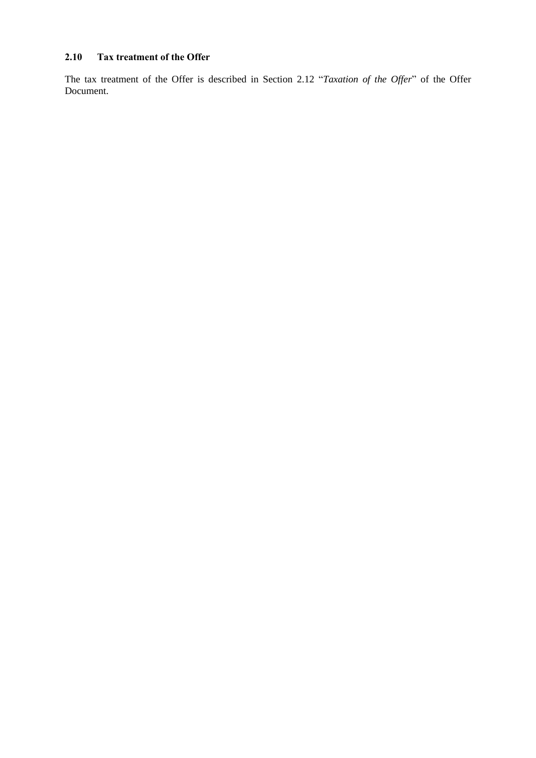### 2.10 Tax treatment of the Offer

The tax treatment of the Offer is described in Section 2.12 "*Taxation of the Offer*" of the Offer Document.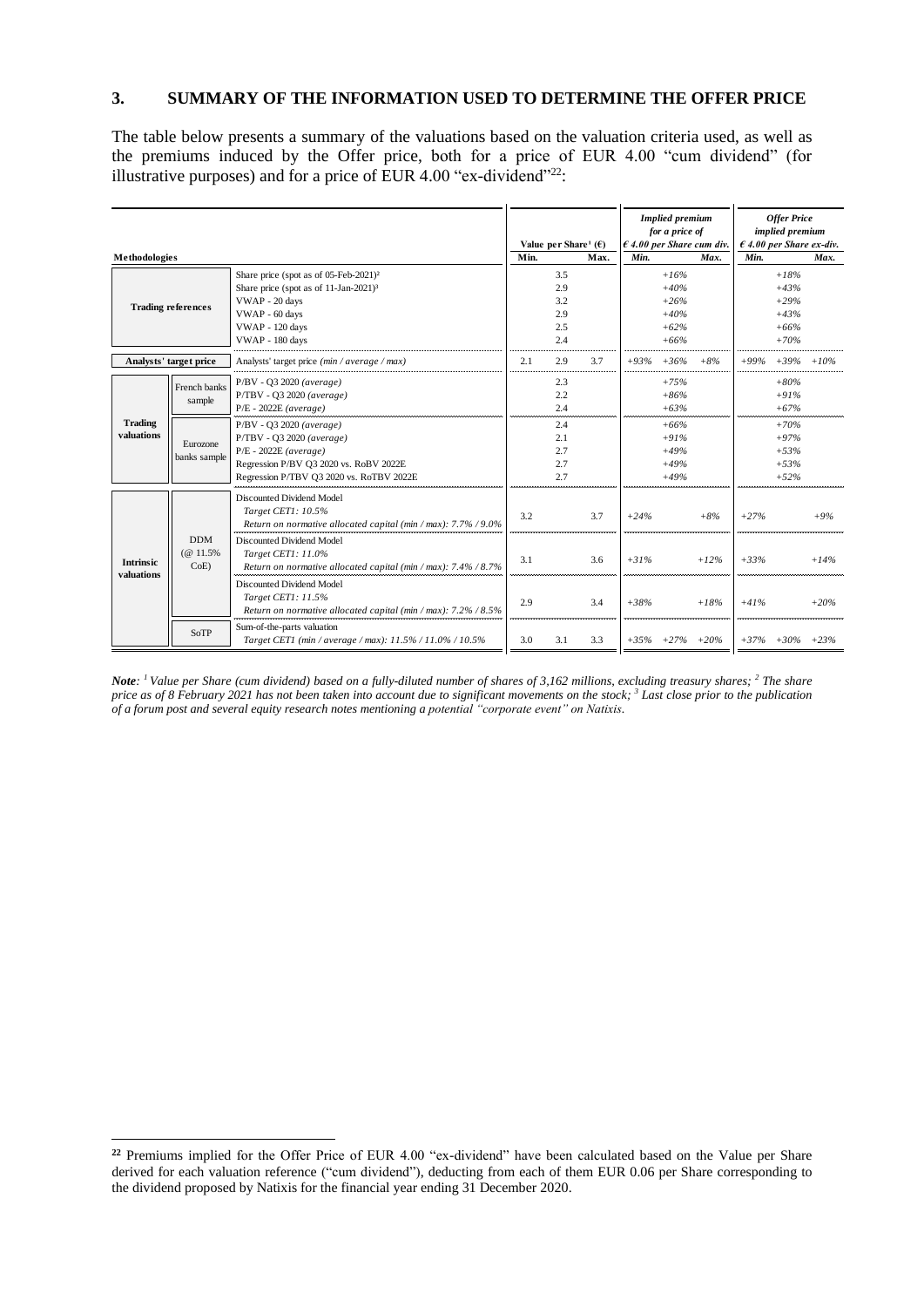## 3. SUMMARY OF THE INFORMATION USED TO DETERMINE THE OFFER PRICE

The table below presents a summary of the valuations based on the valuation criteria used, as well as the premiums induced by the Offer price, both for a price of EUR 4.00 "cum dividend" (for illustrative purposes) and for a price of EUR 4.00 "ex-dividend"[22]:

| Methodologies | | | Value per Share[1] (€) Min. | | Value per Share[1] (€) Max. | *Implied premium for a price of € 4.00 per Share cum div.* Min. | | Max. | *Offer Price implied premium € 4.00 per Share ex-div.* Min. | | Max. |
|---|---|---|---|---|---|---|---|---|---|---|---|
| Trading references | | Share price (spot as of 05-Feb-2021)[2] | | 3.5 | | | *+16%* | | | *+18%* | |
| | | Share price (spot as of 11-Jan-2021)[3] | | 2.9 | | | *+40%* | | | *+43%* | |
| | | VWAP - 20 days | | 3.2 | | | *+26%* | | | *+29%* | |
| | | VWAP - 60 days | | 2.9 | | | *+40%* | | | *+43%* | |
| | | VWAP - 120 days | | 2.5 | | | *+62%* | | | *+66%* | |
| | | VWAP - 180 days | | 2.4 | | | *+66%* | | | *+70%* | |
| Analysts' target price | | Analysts' target price *(min / average / max)* | 2.1 | 2.9 | 3.7 | *+93%* | *+36%* | *+8%* | *+99%* | *+39%* | *+10%* |
| Trading valuations | French banks sample | P/BV - Q3 2020 *(average)* | | 2.3 | | | *+75%* | | | *+80%* | |
| | | P/TBV - Q3 2020 *(average)* | | 2.2 | | | *+86%* | | | *+91%* | |
| | | P/E - 2022E *(average)* | | 2.4 | | | *+63%* | | | *+67%* | |
| | Eurozone banks sample | P/BV - Q3 2020 *(average)* | | 2.4 | | | *+66%* | | | *+70%* | |
| | | P/TBV - Q3 2020 *(average)* | | 2.1 | | | *+91%* | | | *+97%* | |
| | | P/E - 2022E *(average)* | | 2.7 | | | *+49%* | | | *+53%* | |
| | | Regression P/BV Q3 2020 vs. RoBV 2022E | | 2.7 | | | *+49%* | | | *+53%* | |
| | | Regression P/TBV Q3 2020 vs. RoTBV 2022E | | 2.7 | | | *+49%* | | | *+52%* | |
| Intrinsic valuations | DDM (@ 11.5% CoE) | Discounted Dividend Model *Target CET1: 10.5%* *Return on normative allocated capital (min / max): 7.7% / 9.0%* | 3.2 | | 3.7 | *+24%* | | *+8%* | *+27%* | | *+9%* |
| | | Discounted Dividend Model *Target CET1: 11.0%* *Return on normative allocated capital (min / max): 7.4% / 8.7%* | 3.1 | | 3.6 | *+31%* | | *+12%* | *+33%* | | *+14%* |
| | | Discounted Dividend Model *Target CET1: 11.5%* *Return on normative allocated capital (min / max): 7.2% / 8.5%* | 2.9 | | 3.4 | *+38%* | | *+18%* | *+41%* | | *+20%* |
| | SoTP | Sum-of-the-parts valuation *Target CET1 (min / average / max): 11.5% / 11.0% / 10.5%* | 3.0 | 3.1 | 3.3 | *+35%* | *+27%* | *+20%* | *+37%* | *+30%* | *+23%* |

***Note**: [1] Value per Share (cum dividend) based on a fully-diluted number of shares of 3,162 millions, excluding treasury shares; [2] The share price as of 8 February 2021 has not been taken into account due to significant movements on the stock; [3] Last close prior to the publication of a forum post and several equity research notes mentioning a potential "corporate event" on Natixis.*

[22] Premiums implied for the Offer Price of EUR 4.00 "ex-dividend" have been calculated based on the Value per Share derived for each valuation reference ("cum dividend"), deducting from each of them EUR 0.06 per Share corresponding to the dividend proposed by Natixis for the financial year ending 31 December 2020.